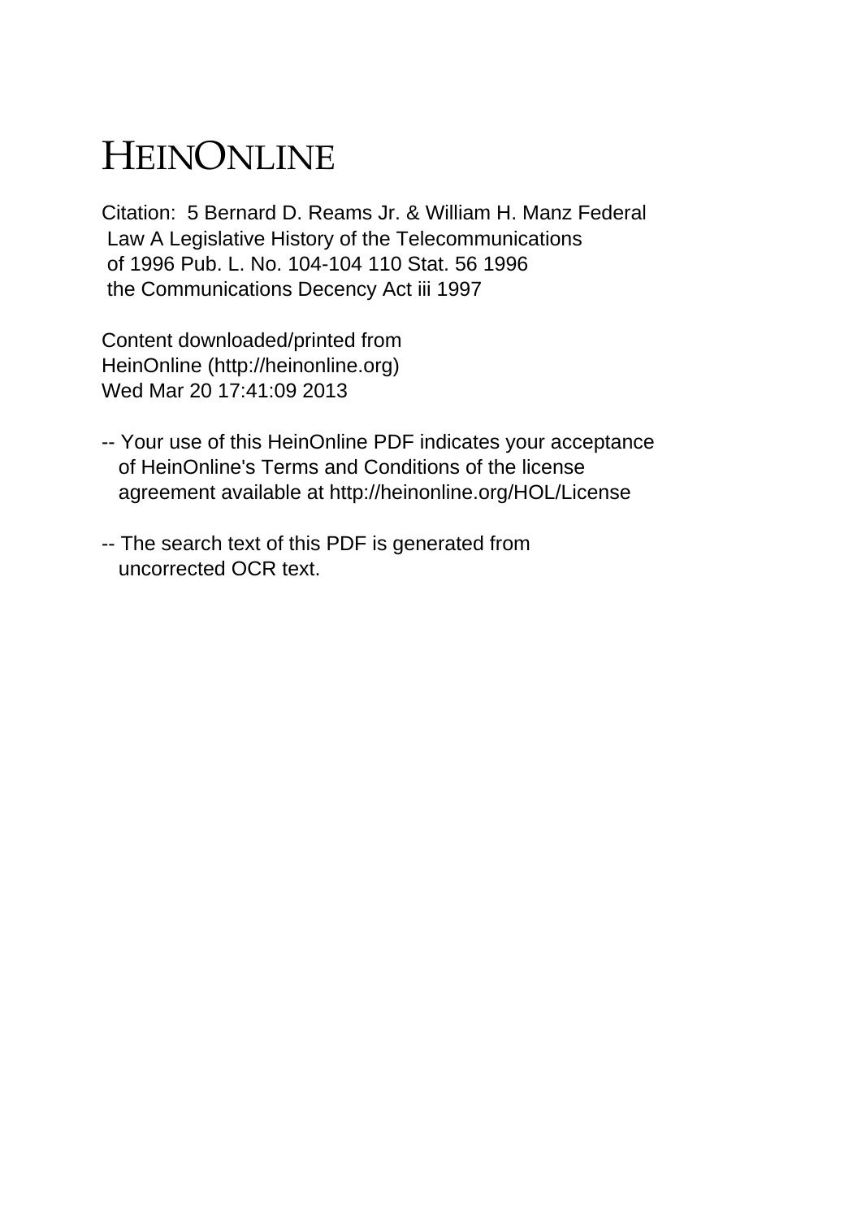# HEINONLINE

Citation: 5 Bernard D. Reams Jr. & William H. Manz Federal Law A Legislative History of the Telecommunications of 1996 Pub. L. No. 104-104 110 Stat. 56 1996 the Communications Decency Act iii 1997

Content downloaded/printed from HeinOnline (http://heinonline.org)
Wed Mar 20 17:41:09 2013

-- Your use of this HeinOnline PDF indicates your acceptance of HeinOnline's Terms and Conditions of the license agreement available at http://heinonline.org/HOL/License

-- The search text of this PDF is generated from uncorrected OCR text.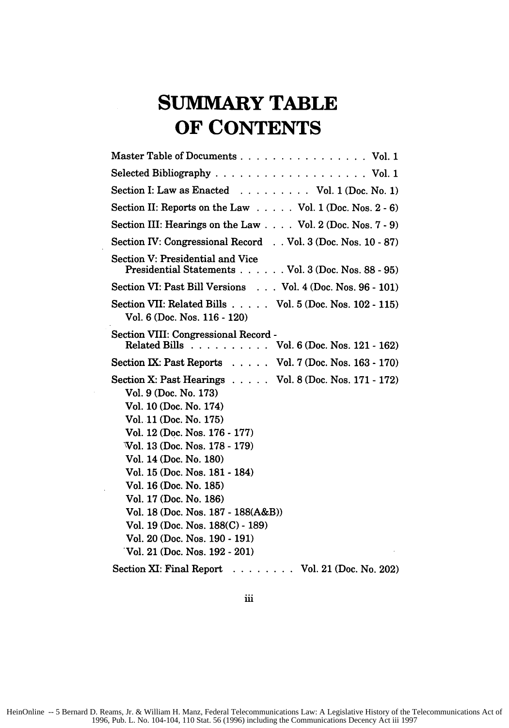# SUMMARY TABLE OF CONTENTS

Master Table of Documents . . . . . . . . . . . . . . . . Vol. 1

Selected Bibliography . . . . . . . . . . . . . . . . . . . Vol. 1

Section I: Law as Enacted . . . . . . . . . Vol. 1 (Doc. No. 1)

Section II: Reports on the Law . . . . . Vol. 1 (Doc. Nos. 2 - 6)

Section III: Hearings on the Law . . . . Vol. 2 (Doc. Nos. 7 - 9)

Section IV: Congressional Record . . Vol. 3 (Doc. Nos. 10 - 87)

Section V: Presidential and Vice Presidential Statements . . . . . . Vol. 3 (Doc. Nos. 88 - 95)

Section VI: Past Bill Versions . . . Vol. 4 (Doc. Nos. 96 - 101)

Section VII: Related Bills . . . . . Vol. 5 (Doc. Nos. 102 - 115)
Vol. 6 (Doc. Nos. 116 - 120)

Section VIII: Congressional Record - Related Bills . . . . . . . . . . Vol. 6 (Doc. Nos. 121 - 162)

Section IX: Past Reports . . . . . Vol. 7 (Doc. Nos. 163 - 170)

Section X: Past Hearings . . . . . Vol. 8 (Doc. Nos. 171 - 172)
Vol. 9 (Doc. No. 173)
Vol. 10 (Doc. No. 174)
Vol. 11 (Doc. No. 175)
Vol. 12 (Doc. Nos. 176 - 177)
Vol. 13 (Doc. Nos. 178 - 179)
Vol. 14 (Doc. No. 180)
Vol. 15 (Doc. Nos. 181 - 184)
Vol. 16 (Doc. No. 185)
Vol. 17 (Doc. No. 186)
Vol. 18 (Doc. Nos. 187 - 188(A&B))
Vol. 19 (Doc. Nos. 188(C) - 189)
Vol. 20 (Doc. Nos. 190 - 191)
Vol. 21 (Doc. Nos. 192 - 201)

Section XI: Final Report . . . . . . . . Vol. 21 (Doc. No. 202)